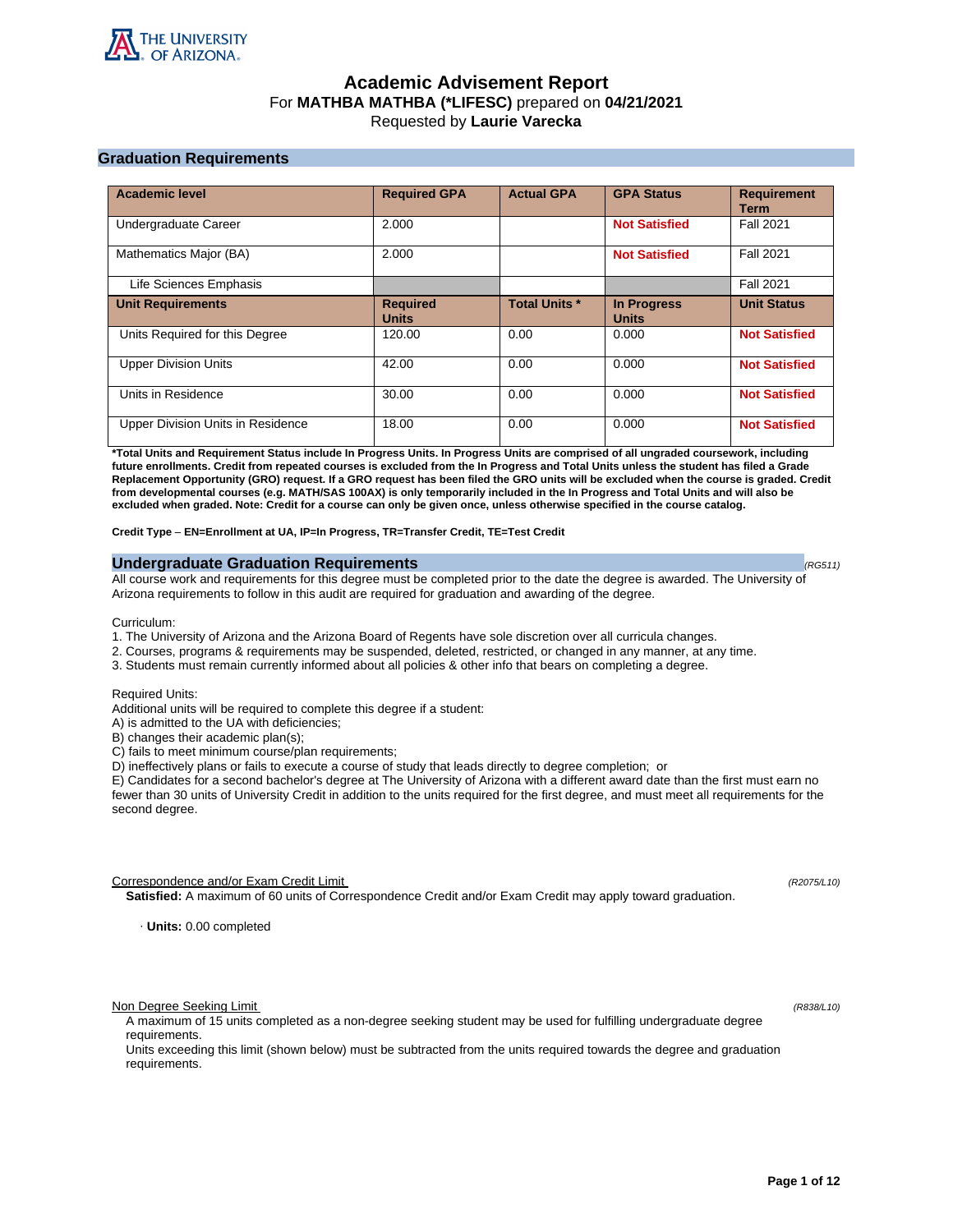THE UNIVERSITY OF ARIZONA

# Academic Advisement Report

For **MATHBA MATHBA (*LIFESC)** prepared on **04/21/2021**

Requested by **Laurie Varecka**

## Graduation Requirements

| Academic level | Required GPA | Actual GPA | GPA Status | Requirement Term |
|---|---|---|---|---|
| Undergraduate Career | 2.000 | | **Not Satisfied** | Fall 2021 |
| Mathematics Major (BA) | 2.000 | | **Not Satisfied** | Fall 2021 |
| Life Sciences Emphasis | | | | Fall 2021 |
| **Unit Requirements** | **Required Units** | **Total Units *** | **In Progress Units** | **Unit Status** |
| Units Required for this Degree | 120.00 | 0.00 | 0.000 | **Not Satisfied** |
| Upper Division Units | 42.00 | 0.00 | 0.000 | **Not Satisfied** |
| Units in Residence | 30.00 | 0.00 | 0.000 | **Not Satisfied** |
| Upper Division Units in Residence | 18.00 | 0.00 | 0.000 | **Not Satisfied** |

***Total Units and Requirement Status include In Progress Units. In Progress Units are comprised of all ungraded coursework, including future enrollments. Credit from repeated courses is excluded from the In Progress and Total Units unless the student has filed a Grade Replacement Opportunity (GRO) request. If a GRO request has been filed the GRO units will be excluded when the course is graded. Credit from developmental courses (e.g. MATH/SAS 100AX) is only temporarily included in the In Progress and Total Units and will also be excluded when graded. Note: Credit for a course can only be given once, unless otherwise specified in the course catalog.**

**Credit Type – EN=Enrollment at UA, IP=In Progress, TR=Transfer Credit, TE=Test Credit**

### Undergraduate Graduation Requirements

*(RG511)*

All course work and requirements for this degree must be completed prior to the date the degree is awarded. The University of Arizona requirements to follow in this audit are required for graduation and awarding of the degree.

Curriculum:

1. The University of Arizona and the Arizona Board of Regents have sole discretion over all curricula changes.
2. Courses, programs & requirements may be suspended, deleted, restricted, or changed in any manner, at any time.
3. Students must remain currently informed about all policies & other info that bears on completing a degree.

Required Units:

Additional units will be required to complete this degree if a student:

A) is admitted to the UA with deficiencies;

B) changes their academic plan(s);

C) fails to meet minimum course/plan requirements;

D) ineffectively plans or fails to execute a course of study that leads directly to degree completion; or

E) Candidates for a second bachelor's degree at The University of Arizona with a different award date than the first must earn no fewer than 30 units of University Credit in addition to the units required for the first degree, and must meet all requirements for the second degree.

Correspondence and/or Exam Credit Limit *(R2075/L10)*

**Satisfied:** A maximum of 60 units of Correspondence Credit and/or Exam Credit may apply toward graduation.

· **Units:** 0.00 completed

Non Degree Seeking Limit *(R838/L10)*

A maximum of 15 units completed as a non-degree seeking student may be used for fulfilling undergraduate degree requirements.

Units exceeding this limit (shown below) must be subtracted from the units required towards the degree and graduation requirements.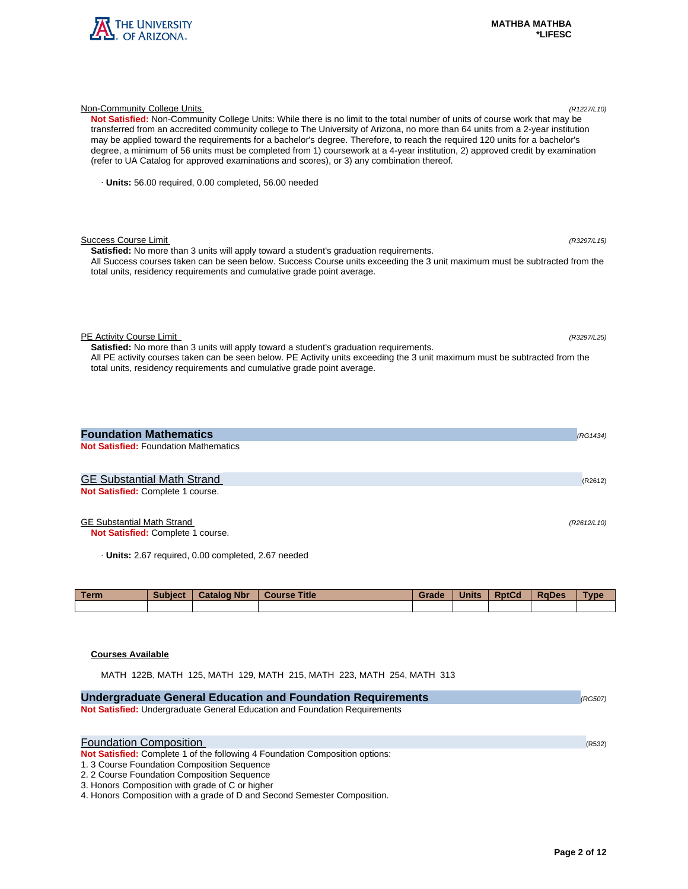Non-Community College Units (R1227/L10)

**Not Satisfied:** Non-Community College Units: While there is no limit to the total number of units of course work that may be transferred from an accredited community college to The University of Arizona, no more than 64 units from a 2-year institution may be applied toward the requirements for a bachelor's degree. Therefore, to reach the required 120 units for a bachelor's degree, a minimum of 56 units must be completed from 1) coursework at a 4-year institution, 2) approved credit by examination (refer to UA Catalog for approved examinations and scores), or 3) any combination thereof.

· **Units:** 56.00 required, 0.00 completed, 56.00 needed

Success Course Limit (R3297/L15)

**Satisfied:** No more than 3 units will apply toward a student's graduation requirements.
All Success courses taken can be seen below. Success Course units exceeding the 3 unit maximum must be subtracted from the total units, residency requirements and cumulative grade point average.

PE Activity Course Limit (R3297/L25)

**Satisfied:** No more than 3 units will apply toward a student's graduation requirements.
All PE activity courses taken can be seen below. PE Activity units exceeding the 3 unit maximum must be subtracted from the total units, residency requirements and cumulative grade point average.

## Foundation Mathematics (RG1434)

**Not Satisfied:** Foundation Mathematics

### GE Substantial Math Strand (R2612)

**Not Satisfied:** Complete 1 course.

GE Substantial Math Strand (R2612/L10)

**Not Satisfied:** Complete 1 course.

· **Units:** 2.67 required, 0.00 completed, 2.67 needed

| Term | Subject | Catalog Nbr | Course Title | Grade | Units | RptCd | RqDes | Type |
|---|---|---|---|---|---|---|---|---|
| | | | | | | | | |

**Courses Available**

MATH 122B, MATH 125, MATH 129, MATH 215, MATH 223, MATH 254, MATH 313

## Undergraduate General Education and Foundation Requirements (RG507)

**Not Satisfied:** Undergraduate General Education and Foundation Requirements

### Foundation Composition (R532)

**Not Satisfied:** Complete 1 of the following 4 Foundation Composition options:

1. 3 Course Foundation Composition Sequence
2. 2 Course Foundation Composition Sequence
3. Honors Composition with grade of C or higher
4. Honors Composition with a grade of D and Second Semester Composition.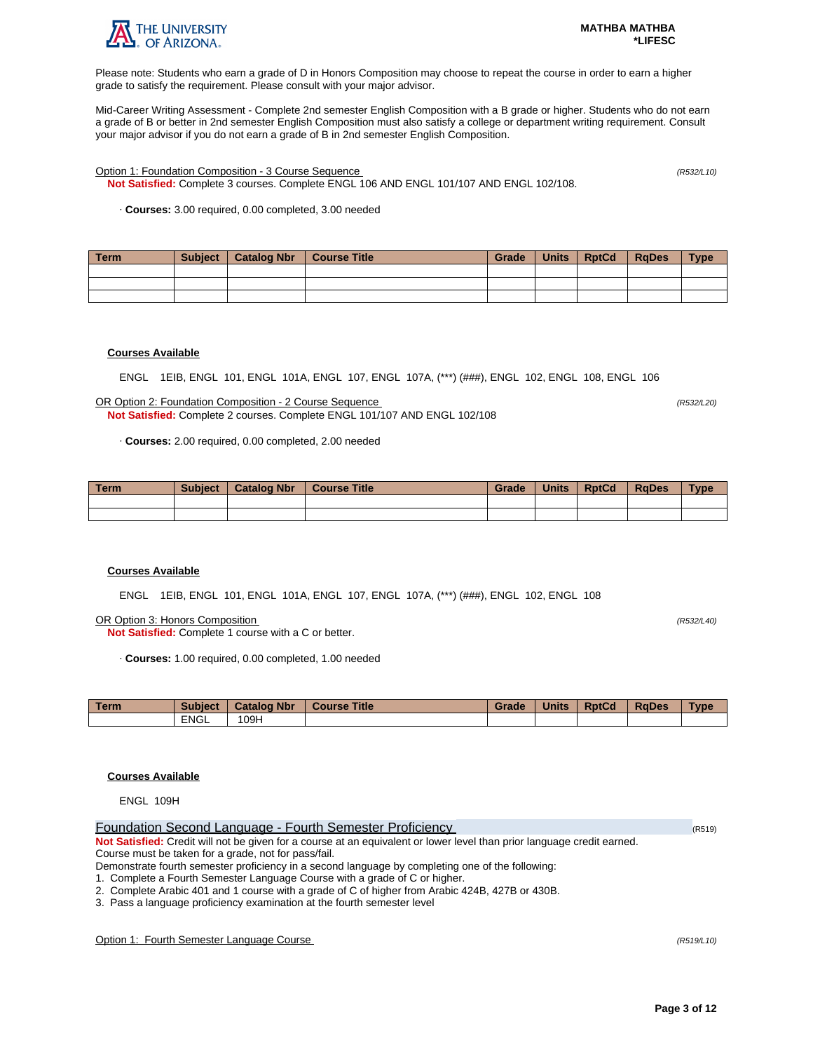Please note: Students who earn a grade of D in Honors Composition may choose to repeat the course in order to earn a higher grade to satisfy the requirement. Please consult with your major advisor.

Mid-Career Writing Assessment - Complete 2nd semester English Composition with a B grade or higher. Students who do not earn a grade of B or better in 2nd semester English Composition must also satisfy a college or department writing requirement. Consult your major advisor if you do not earn a grade of B in 2nd semester English Composition.

Option 1: Foundation Composition - 3 Course Sequence *(R532/L10)*

**Not Satisfied:** Complete 3 courses. Complete ENGL 106 AND ENGL 101/107 AND ENGL 102/108.

· **Courses:** 3.00 required, 0.00 completed, 3.00 needed

| Term | Subject | Catalog Nbr | Course Title | Grade | Units | RptCd | RqDes | Type |
|---|---|---|---|---|---|---|---|---|
| | | | | | | | | |
| | | | | | | | | |
| | | | | | | | | |

**Courses Available**

ENGL 1EIB, ENGL 101, ENGL 101A, ENGL 107, ENGL 107A, (***) (###), ENGL 102, ENGL 108, ENGL 106

OR Option 2: Foundation Composition - 2 Course Sequence *(R532/L20)*

**Not Satisfied:** Complete 2 courses. Complete ENGL 101/107 AND ENGL 102/108

· **Courses:** 2.00 required, 0.00 completed, 2.00 needed

| Term | Subject | Catalog Nbr | Course Title | Grade | Units | RptCd | RqDes | Type |
|---|---|---|---|---|---|---|---|---|
| | | | | | | | | |
| | | | | | | | | |

**Courses Available**

ENGL 1EIB, ENGL 101, ENGL 101A, ENGL 107, ENGL 107A, (***) (###), ENGL 102, ENGL 108

OR Option 3: Honors Composition *(R532/L40)*

**Not Satisfied:** Complete 1 course with a C or better.

· **Courses:** 1.00 required, 0.00 completed, 1.00 needed

| Term | Subject | Catalog Nbr | Course Title | Grade | Units | RptCd | RqDes | Type |
|---|---|---|---|---|---|---|---|---|
| | ENGL | 109H | | | | | | |

**Courses Available**

ENGL 109H

## Foundation Second Language - Fourth Semester Proficiency (R519)

**Not Satisfied:** Credit will not be given for a course at an equivalent or lower level than prior language credit earned.
Course must be taken for a grade, not for pass/fail.
Demonstrate fourth semester proficiency in a second language by completing one of the following:

1. Complete a Fourth Semester Language Course with a grade of C or higher.
2. Complete Arabic 401 and 1 course with a grade of C of higher from Arabic 424B, 427B or 430B.
3. Pass a language proficiency examination at the fourth semester level

Option 1: Fourth Semester Language Course *(R519/L10)*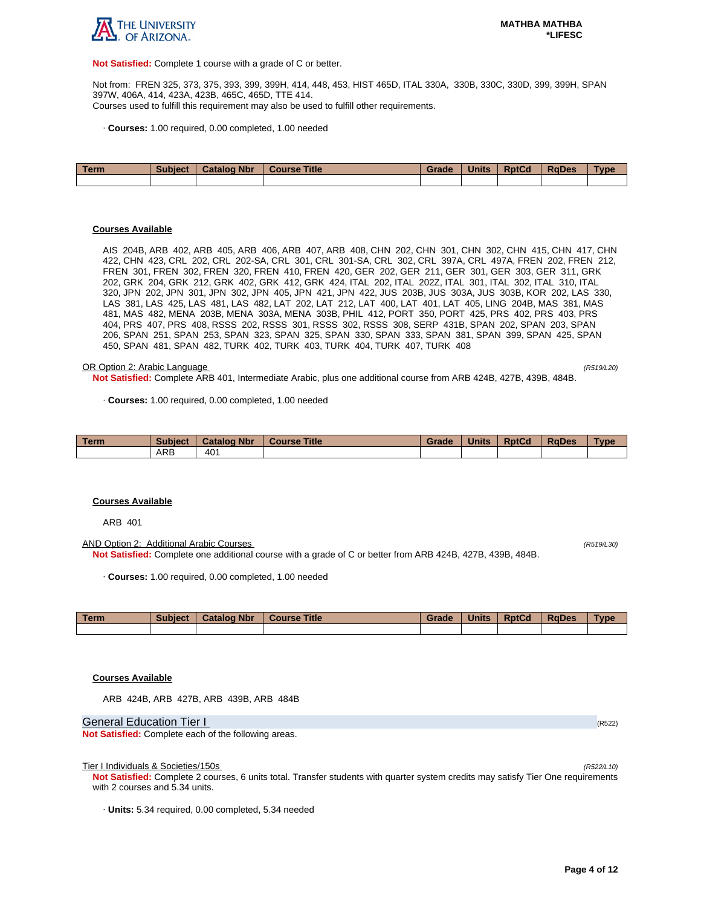**Not Satisfied:** Complete 1 course with a grade of C or better.

Not from: FREN 325, 373, 375, 393, 399, 399H, 414, 448, 453, HIST 465D, ITAL 330A, 330B, 330C, 330D, 399, 399H, SPAN 397W, 406A, 414, 423A, 423B, 465C, 465D, TTE 414.
Courses used to fulfill this requirement may also be used to fulfill other requirements.

· **Courses:** 1.00 required, 0.00 completed, 1.00 needed

| Term | Subject | Catalog Nbr | Course Title | Grade | Units | RptCd | RqDes | Type |
|---|---|---|---|---|---|---|---|---|
| | | | | | | | | |

**Courses Available**

AIS 204B, ARB 402, ARB 405, ARB 406, ARB 407, ARB 408, CHN 202, CHN 301, CHN 302, CHN 415, CHN 417, CHN 422, CHN 423, CRL 202, CRL 202-SA, CRL 301, CRL 301-SA, CRL 302, CRL 397A, CRL 497A, FREN 202, FREN 212, FREN 301, FREN 302, FREN 320, FREN 410, FREN 420, GER 202, GER 211, GER 301, GER 303, GER 311, GRK 202, GRK 204, GRK 212, GRK 402, GRK 412, GRK 424, ITAL 202, ITAL 202Z, ITAL 301, ITAL 302, ITAL 310, ITAL 320, JPN 202, JPN 301, JPN 302, JPN 405, JPN 421, JPN 422, JUS 203B, JUS 303A, JUS 303B, KOR 202, LAS 330, LAS 381, LAS 425, LAS 481, LAS 482, LAT 202, LAT 212, LAT 400, LAT 401, LAT 405, LING 204B, MAS 381, MAS 481, MAS 482, MENA 203B, MENA 303A, MENA 303B, PHIL 412, PORT 350, PORT 425, PRS 402, PRS 403, PRS 404, PRS 407, PRS 408, RSSS 202, RSSS 301, RSSS 302, RSSS 308, SERP 431B, SPAN 202, SPAN 203, SPAN 206, SPAN 251, SPAN 253, SPAN 323, SPAN 325, SPAN 330, SPAN 333, SPAN 381, SPAN 399, SPAN 425, SPAN 450, SPAN 481, SPAN 482, TURK 402, TURK 403, TURK 404, TURK 407, TURK 408

OR Option 2: Arabic Language *(R519/L20)*

**Not Satisfied:** Complete ARB 401, Intermediate Arabic, plus one additional course from ARB 424B, 427B, 439B, 484B.

· **Courses:** 1.00 required, 0.00 completed, 1.00 needed

| Term | Subject | Catalog Nbr | Course Title | Grade | Units | RptCd | RqDes | Type |
|---|---|---|---|---|---|---|---|---|
| | ARB | 401 | | | | | | |

**Courses Available**

ARB 401

AND Option 2: Additional Arabic Courses *(R519/L30)*

**Not Satisfied:** Complete one additional course with a grade of C or better from ARB 424B, 427B, 439B, 484B.

· **Courses:** 1.00 required, 0.00 completed, 1.00 needed

| Term | Subject | Catalog Nbr | Course Title | Grade | Units | RptCd | RqDes | Type |
|---|---|---|---|---|---|---|---|---|
| | | | | | | | | |

**Courses Available**

ARB 424B, ARB 427B, ARB 439B, ARB 484B

## General Education Tier I (R522)

**Not Satisfied:** Complete each of the following areas.

Tier I Individuals & Societies/150s *(R522/L10)*

**Not Satisfied:** Complete 2 courses, 6 units total. Transfer students with quarter system credits may satisfy Tier One requirements with 2 courses and 5.34 units.

· **Units:** 5.34 required, 0.00 completed, 5.34 needed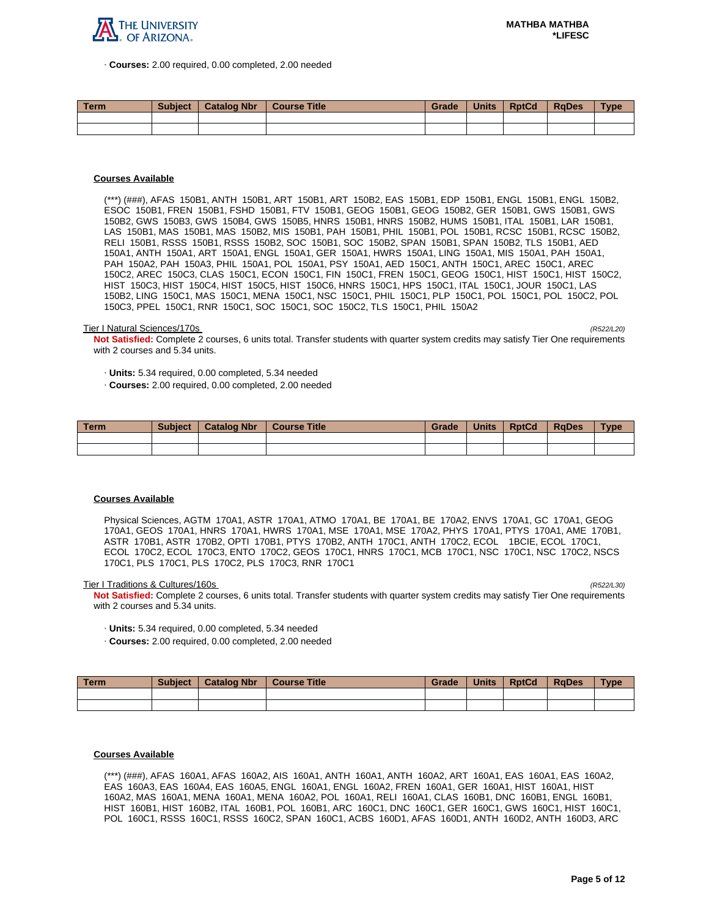· **Courses:** 2.00 required, 0.00 completed, 2.00 needed

| Term | Subject | Catalog Nbr | Course Title | Grade | Units | RptCd | RqDes | Type |
|---|---|---|---|---|---|---|---|---|
| | | | | | | | | |
| | | | | | | | | |

**Courses Available**

(***) (###), AFAS 150B1, ANTH 150B1, ART 150B1, ART 150B2, EAS 150B1, EDP 150B1, ENGL 150B1, ENGL 150B2, ESOC 150B1, FREN 150B1, FSHD 150B1, FTV 150B1, GEOG 150B1, GEOG 150B2, GER 150B1, GWS 150B1, GWS 150B2, GWS 150B3, GWS 150B4, GWS 150B5, HNRS 150B1, HNRS 150B2, HUMS 150B1, ITAL 150B1, LAR 150B1, LAS 150B1, MAS 150B1, MAS 150B2, MIS 150B1, PAH 150B1, PHIL 150B1, POL 150B1, RCSC 150B1, RCSC 150B2, RELI 150B1, RSSS 150B1, RSSS 150B2, SOC 150B1, SOC 150B2, SPAN 150B1, SPAN 150B2, TLS 150B1, AED 150A1, ANTH 150A1, ART 150A1, ENGL 150A1, GER 150A1, HWRS 150A1, LING 150A1, MIS 150A1, PAH 150A1, PAH 150A2, PAH 150A3, PHIL 150A1, POL 150A1, PSY 150A1, AED 150C1, ANTH 150C1, AREC 150C1, AREC 150C2, AREC 150C3, CLAS 150C1, ECON 150C1, FIN 150C1, FREN 150C1, GEOG 150C1, HIST 150C1, HIST 150C2, HIST 150C3, HIST 150C4, HIST 150C5, HIST 150C6, HNRS 150C1, HPS 150C1, ITAL 150C1, JOUR 150C1, LAS 150B2, LING 150C1, MAS 150C1, MENA 150C1, NSC 150C1, PHIL 150C1, PLP 150C1, POL 150C1, POL 150C2, POL 150C3, PPEL 150C1, RNR 150C1, SOC 150C1, SOC 150C2, TLS 150C1, PHIL 150A2

Tier I Natural Sciences/170s *(R522/L20)*

**Not Satisfied:** Complete 2 courses, 6 units total. Transfer students with quarter system credits may satisfy Tier One requirements with 2 courses and 5.34 units.

· **Units:** 5.34 required, 0.00 completed, 5.34 needed

· **Courses:** 2.00 required, 0.00 completed, 2.00 needed

| Term | Subject | Catalog Nbr | Course Title | Grade | Units | RptCd | RqDes | Type |
|---|---|---|---|---|---|---|---|---|
| | | | | | | | | |
| | | | | | | | | |

**Courses Available**

Physical Sciences, AGTM 170A1, ASTR 170A1, ATMO 170A1, BE 170A1, BE 170A2, ENVS 170A1, GC 170A1, GEOG 170A1, GEOS 170A1, HNRS 170A1, HWRS 170A1, MSE 170A1, MSE 170A2, PHYS 170A1, PTYS 170A1, AME 170B1, ASTR 170B1, ASTR 170B2, OPTI 170B1, PTYS 170B2, ANTH 170C1, ANTH 170C2, ECOL 1BCIE, ECOL 170C1, ECOL 170C2, ECOL 170C3, ENTO 170C2, GEOS 170C1, HNRS 170C1, MCB 170C1, NSC 170C1, NSC 170C2, NSCS 170C1, PLS 170C1, PLS 170C2, PLS 170C3, RNR 170C1

Tier I Traditions & Cultures/160s *(R522/L30)*

**Not Satisfied:** Complete 2 courses, 6 units total. Transfer students with quarter system credits may satisfy Tier One requirements with 2 courses and 5.34 units.

· **Units:** 5.34 required, 0.00 completed, 5.34 needed

· **Courses:** 2.00 required, 0.00 completed, 2.00 needed

| Term | Subject | Catalog Nbr | Course Title | Grade | Units | RptCd | RqDes | Type |
|---|---|---|---|---|---|---|---|---|
| | | | | | | | | |
| | | | | | | | | |

**Courses Available**

(***) (###), AFAS 160A1, AFAS 160A2, AIS 160A1, ANTH 160A1, ANTH 160A2, ART 160A1, EAS 160A1, EAS 160A2, EAS 160A3, EAS 160A4, EAS 160A5, ENGL 160A1, ENGL 160A2, FREN 160A1, GER 160A1, HIST 160A1, HIST 160A2, MAS 160A1, MENA 160A1, MENA 160A2, POL 160A1, RELI 160A1, CLAS 160B1, DNC 160B1, ENGL 160B1, HIST 160B1, HIST 160B2, ITAL 160B1, POL 160B1, ARC 160C1, DNC 160C1, GER 160C1, GWS 160C1, HIST 160C1, POL 160C1, RSSS 160C1, RSSS 160C2, SPAN 160C1, ACBS 160D1, AFAS 160D1, ANTH 160D2, ANTH 160D3, ARC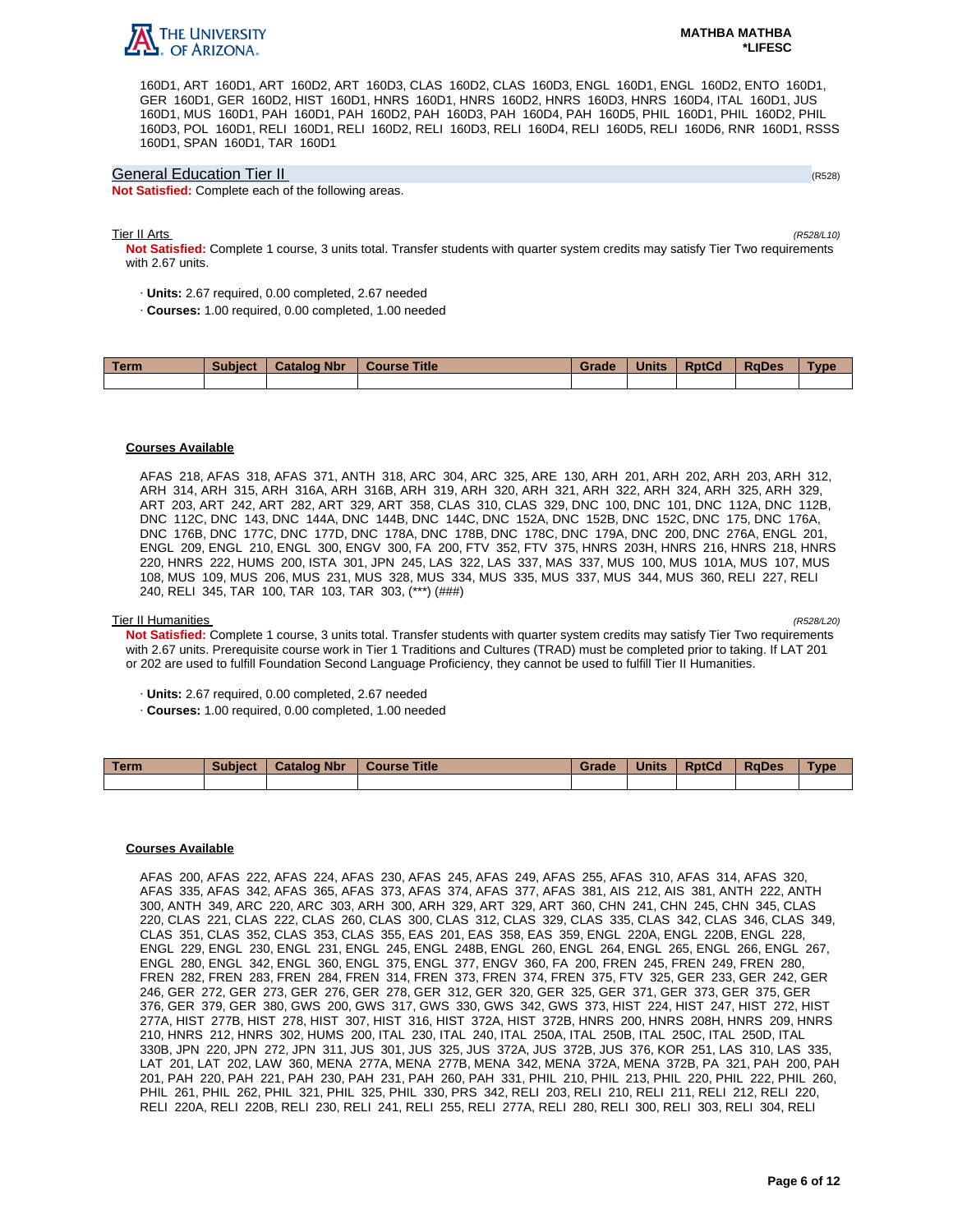160D1, ART 160D1, ART 160D2, ART 160D3, CLAS 160D2, CLAS 160D3, ENGL 160D1, ENGL 160D2, ENTO 160D1, GER 160D1, GER 160D2, HIST 160D1, HNRS 160D1, HNRS 160D2, HNRS 160D3, HNRS 160D4, ITAL 160D1, JUS 160D1, MUS 160D1, PAH 160D1, PAH 160D2, PAH 160D3, PAH 160D4, PAH 160D5, PHIL 160D1, PHIL 160D2, PHIL 160D3, POL 160D1, RELI 160D1, RELI 160D2, RELI 160D3, RELI 160D4, RELI 160D5, RELI 160D6, RNR 160D1, RSSS 160D1, SPAN 160D1, TAR 160D1

## General Education Tier II

(R528)

**Not Satisfied:** Complete each of the following areas.

### Tier II Arts

*(R528/L10)*

**Not Satisfied:** Complete 1 course, 3 units total. Transfer students with quarter system credits may satisfy Tier Two requirements with 2.67 units.

- **Units:** 2.67 required, 0.00 completed, 2.67 needed
- **Courses:** 1.00 required, 0.00 completed, 1.00 needed

| Term | Subject | Catalog Nbr | Course Title | Grade | Units | RptCd | RqDes | Type |
|---|---|---|---|---|---|---|---|---|
| | | | | | | | | |

**Courses Available**

AFAS 218, AFAS 318, AFAS 371, ANTH 318, ARC 304, ARC 325, ARE 130, ARH 201, ARH 202, ARH 203, ARH 312, ARH 314, ARH 315, ARH 316A, ARH 316B, ARH 319, ARH 320, ARH 321, ARH 322, ARH 324, ARH 325, ARH 329, ART 203, ART 242, ART 282, ART 329, ART 358, CLAS 310, CLAS 329, DNC 100, DNC 101, DNC 112A, DNC 112B, DNC 112C, DNC 143, DNC 144A, DNC 144B, DNC 144C, DNC 152A, DNC 152B, DNC 152C, DNC 175, DNC 176A, DNC 176B, DNC 177C, DNC 177D, DNC 178A, DNC 178B, DNC 178C, DNC 179A, DNC 200, DNC 276A, ENGL 201, ENGL 209, ENGL 210, ENGL 300, ENGV 300, FA 200, FTV 352, FTV 375, HNRS 203H, HNRS 216, HNRS 218, HNRS 220, HNRS 222, HUMS 200, ISTA 301, JPN 245, LAS 322, LAS 337, MAS 337, MUS 100, MUS 101A, MUS 107, MUS 108, MUS 109, MUS 206, MUS 231, MUS 328, MUS 334, MUS 335, MUS 337, MUS 344, MUS 360, RELI 227, RELI 240, RELI 345, TAR 100, TAR 103, TAR 303, (***) (###)

### Tier II Humanities

*(R528/L20)*

**Not Satisfied:** Complete 1 course, 3 units total. Transfer students with quarter system credits may satisfy Tier Two requirements with 2.67 units. Prerequisite course work in Tier 1 Traditions and Cultures (TRAD) must be completed prior to taking. If LAT 201 or 202 are used to fulfill Foundation Second Language Proficiency, they cannot be used to fulfill Tier II Humanities.

- **Units:** 2.67 required, 0.00 completed, 2.67 needed
- **Courses:** 1.00 required, 0.00 completed, 1.00 needed

| Term | Subject | Catalog Nbr | Course Title | Grade | Units | RptCd | RqDes | Type |
|---|---|---|---|---|---|---|---|---|
| | | | | | | | | |

**Courses Available**

AFAS 200, AFAS 222, AFAS 224, AFAS 230, AFAS 245, AFAS 249, AFAS 255, AFAS 310, AFAS 314, AFAS 320, AFAS 335, AFAS 342, AFAS 365, AFAS 373, AFAS 374, AFAS 377, AFAS 381, AIS 212, AIS 381, ANTH 222, ANTH 300, ANTH 349, ARC 220, ARC 303, ARH 300, ARH 329, ART 329, ART 360, CHN 241, CHN 245, CHN 345, CLAS 220, CLAS 221, CLAS 222, CLAS 260, CLAS 300, CLAS 312, CLAS 329, CLAS 335, CLAS 342, CLAS 346, CLAS 349, CLAS 351, CLAS 352, CLAS 353, CLAS 355, EAS 201, EAS 358, EAS 359, ENGL 220A, ENGL 220B, ENGL 228, ENGL 229, ENGL 230, ENGL 231, ENGL 245, ENGL 248B, ENGL 260, ENGL 264, ENGL 265, ENGL 266, ENGL 267, ENGL 280, ENGL 342, ENGL 360, ENGL 375, ENGL 377, ENGV 360, FA 200, FREN 245, FREN 249, FREN 280, FREN 282, FREN 283, FREN 284, FREN 314, FREN 373, FREN 374, FREN 375, FTV 325, GER 233, GER 242, GER 246, GER 272, GER 273, GER 276, GER 278, GER 312, GER 320, GER 325, GER 371, GER 373, GER 375, GER 376, GER 379, GER 380, GWS 200, GWS 317, GWS 330, GWS 342, GWS 373, HIST 224, HIST 247, HIST 272, HIST 277A, HIST 277B, HIST 278, HIST 307, HIST 316, HIST 372A, HIST 372B, HNRS 200, HNRS 208H, HNRS 209, HNRS 210, HNRS 212, HNRS 302, HUMS 200, ITAL 230, ITAL 240, ITAL 250A, ITAL 250B, ITAL 250C, ITAL 250D, ITAL 330B, JPN 220, JPN 272, JPN 311, JUS 301, JUS 325, JUS 372A, JUS 372B, JUS 376, KOR 251, LAS 310, LAS 335, LAT 201, LAT 202, LAW 360, MENA 277A, MENA 277B, MENA 342, MENA 372A, MENA 372B, PA 321, PAH 200, PAH 201, PAH 220, PAH 221, PAH 230, PAH 231, PAH 260, PAH 331, PHIL 210, PHIL 213, PHIL 220, PHIL 222, PHIL 260, PHIL 261, PHIL 262, PHIL 321, PHIL 325, PHIL 330, PRS 342, RELI 203, RELI 210, RELI 211, RELI 212, RELI 220, RELI 220A, RELI 220B, RELI 230, RELI 241, RELI 255, RELI 277A, RELI 280, RELI 300, RELI 303, RELI 304, RELI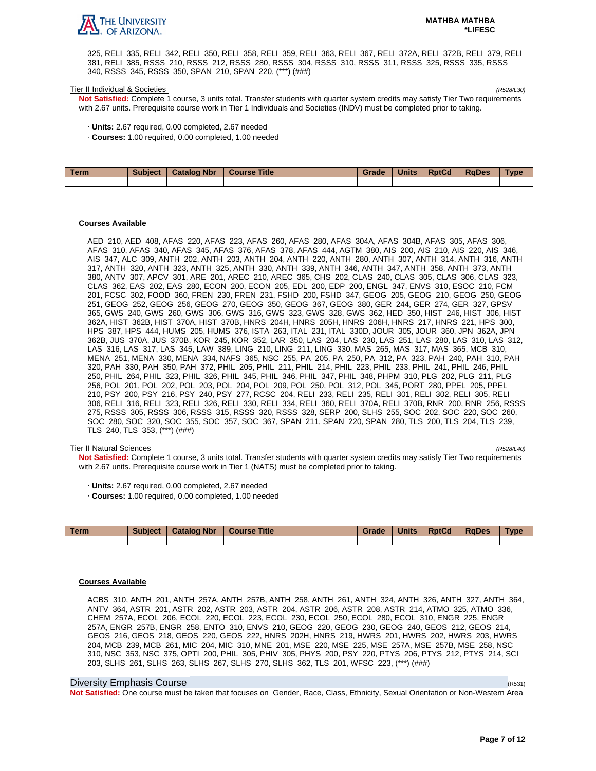325, RELI 335, RELI 342, RELI 350, RELI 358, RELI 359, RELI 363, RELI 367, RELI 372A, RELI 372B, RELI 379, RELI 381, RELI 385, RSSS 210, RSSS 212, RSSS 280, RSSS 304, RSSS 310, RSSS 311, RSSS 325, RSSS 335, RSSS 340, RSSS 345, RSSS 350, SPAN 210, SPAN 220, (***) (###)

Tier II Individual & Societies (R528/L30)

**Not Satisfied:** Complete 1 course, 3 units total. Transfer students with quarter system credits may satisfy Tier Two requirements with 2.67 units. Prerequisite course work in Tier 1 Individuals and Societies (INDV) must be completed prior to taking.

· **Units:** 2.67 required, 0.00 completed, 2.67 needed
· **Courses:** 1.00 required, 0.00 completed, 1.00 needed

| Term | Subject | Catalog Nbr | Course Title | Grade | Units | RptCd | RqDes | Type |
|---|---|---|---|---|---|---|---|---|
| | | | | | | | | |

**Courses Available**

AED 210, AED 408, AFAS 220, AFAS 223, AFAS 260, AFAS 280, AFAS 304A, AFAS 304B, AFAS 305, AFAS 306, AFAS 310, AFAS 340, AFAS 345, AFAS 376, AFAS 378, AFAS 444, AGTM 380, AIS 200, AIS 210, AIS 220, AIS 346, AIS 347, ALC 309, ANTH 202, ANTH 203, ANTH 204, ANTH 220, ANTH 280, ANTH 307, ANTH 314, ANTH 316, ANTH 317, ANTH 320, ANTH 323, ANTH 325, ANTH 330, ANTH 339, ANTH 346, ANTH 347, ANTH 358, ANTH 373, ANTH 380, ANTV 307, APCV 301, ARE 201, AREC 210, AREC 365, CHS 202, CLAS 240, CLAS 305, CLAS 306, CLAS 323, CLAS 362, EAS 202, EAS 280, ECON 200, ECON 205, EDL 200, EDP 200, ENGL 347, ENVS 310, ESOC 210, FCM 201, FCSC 302, FOOD 360, FREN 230, FREN 231, FSHD 200, FSHD 347, GEOG 205, GEOG 210, GEOG 250, GEOG 251, GEOG 252, GEOG 256, GEOG 270, GEOG 350, GEOG 367, GEOG 380, GER 244, GER 274, GER 327, GPSV 365, GWS 240, GWS 260, GWS 306, GWS 316, GWS 323, GWS 328, GWS 362, HED 350, HIST 246, HIST 306, HIST 362A, HIST 362B, HIST 370A, HIST 370B, HNRS 204H, HNRS 205H, HNRS 206H, HNRS 217, HNRS 221, HPS 300, HPS 387, HPS 444, HUMS 205, HUMS 376, ISTA 263, ITAL 231, ITAL 330D, JOUR 305, JOUR 360, JPN 362A, JPN 362B, JUS 370A, JUS 370B, KOR 245, KOR 352, LAR 350, LAS 204, LAS 230, LAS 251, LAS 280, LAS 310, LAS 312, LAS 316, LAS 317, LAS 345, LAW 389, LING 210, LING 211, LING 330, MAS 265, MAS 317, MAS 365, MCB 310, MENA 251, MENA 330, MENA 334, NAFS 365, NSC 255, PA 205, PA 250, PA 312, PA 323, PAH 240, PAH 310, PAH 320, PAH 330, PAH 350, PAH 372, PHIL 205, PHIL 211, PHIL 214, PHIL 223, PHIL 233, PHIL 241, PHIL 246, PHIL 250, PHIL 264, PHIL 323, PHIL 326, PHIL 345, PHIL 346, PHIL 347, PHIL 348, PHPM 310, PLG 202, PLG 211, PLG 256, POL 201, POL 202, POL 203, POL 204, POL 209, POL 250, POL 312, POL 345, PORT 280, PPEL 205, PPEL 210, PSY 200, PSY 216, PSY 240, PSY 277, RCSC 204, RELI 233, RELI 235, RELI 301, RELI 302, RELI 305, RELI 306, RELI 316, RELI 323, RELI 326, RELI 330, RELI 334, RELI 360, RELI 370A, RELI 370B, RNR 200, RNR 256, RSSS 275, RSSS 305, RSSS 306, RSSS 315, RSSS 320, RSSS 328, SERP 200, SLHS 255, SOC 202, SOC 220, SOC 260, SOC 280, SOC 320, SOC 355, SOC 357, SOC 367, SPAN 211, SPAN 220, SPAN 280, TLS 200, TLS 204, TLS 239, TLS 240, TLS 353, (***) (###)

Tier II Natural Sciences (R528/L40)

**Not Satisfied:** Complete 1 course, 3 units total. Transfer students with quarter system credits may satisfy Tier Two requirements with 2.67 units. Prerequisite course work in Tier 1 (NATS) must be completed prior to taking.

· **Units:** 2.67 required, 0.00 completed, 2.67 needed
· **Courses:** 1.00 required, 0.00 completed, 1.00 needed

| Term | Subject | Catalog Nbr | Course Title | Grade | Units | RptCd | RqDes | Type |
|---|---|---|---|---|---|---|---|---|
| | | | | | | | | |

**Courses Available**

ACBS 310, ANTH 201, ANTH 257A, ANTH 257B, ANTH 258, ANTH 261, ANTH 324, ANTH 326, ANTH 327, ANTH 364, ANTV 364, ASTR 201, ASTR 202, ASTR 203, ASTR 204, ASTR 206, ASTR 208, ASTR 214, ATMO 325, ATMO 336, CHEM 257A, ECOL 206, ECOL 220, ECOL 223, ECOL 230, ECOL 250, ECOL 280, ECOL 310, ENGR 225, ENGR 257A, ENGR 257B, ENGR 258, ENTO 310, ENVS 210, GEOG 220, GEOG 230, GEOG 240, GEOS 212, GEOS 214, GEOS 216, GEOS 218, GEOS 220, GEOS 222, HNRS 202H, HNRS 219, HWRS 201, HWRS 202, HWRS 203, HWRS 204, MCB 239, MCB 261, MIC 204, MIC 310, MNE 201, MSE 220, MSE 225, MSE 257A, MSE 257B, MSE 258, NSC 310, NSC 353, NSC 375, OPTI 200, PHIL 305, PHIV 305, PHYS 200, PSY 220, PTYS 206, PTYS 212, PTYS 214, SCI 203, SLHS 261, SLHS 263, SLHS 267, SLHS 270, SLHS 362, TLS 201, WFSC 223, (***) (###)

## Diversity Emphasis Course (R531)

**Not Satisfied:** One course must be taken that focuses on Gender, Race, Class, Ethnicity, Sexual Orientation or Non-Western Area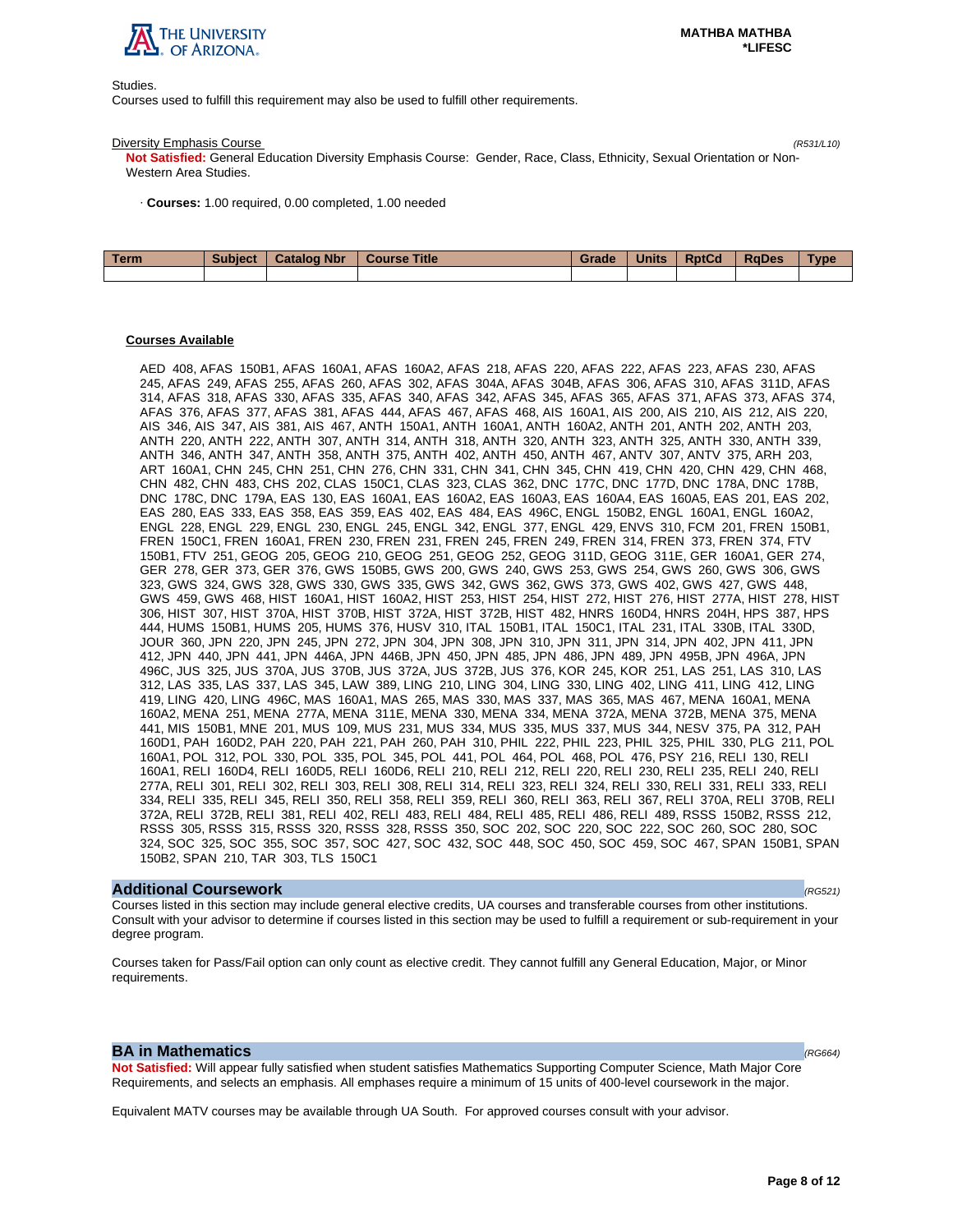Studies.
Courses used to fulfill this requirement may also be used to fulfill other requirements.

Diversity Emphasis Course *(R531/L10)*

**Not Satisfied:** General Education Diversity Emphasis Course: Gender, Race, Class, Ethnicity, Sexual Orientation or Non-Western Area Studies.

· **Courses:** 1.00 required, 0.00 completed, 1.00 needed

| Term | Subject | Catalog Nbr | Course Title | Grade | Units | RptCd | RqDes | Type |
|---|---|---|---|---|---|---|---|---|
| | | | | | | | | |

**Courses Available**

AED 408, AFAS 150B1, AFAS 160A1, AFAS 160A2, AFAS 218, AFAS 220, AFAS 222, AFAS 223, AFAS 230, AFAS 245, AFAS 249, AFAS 255, AFAS 260, AFAS 302, AFAS 304A, AFAS 304B, AFAS 306, AFAS 310, AFAS 311D, AFAS 314, AFAS 318, AFAS 330, AFAS 335, AFAS 340, AFAS 342, AFAS 345, AFAS 365, AFAS 371, AFAS 373, AFAS 374, AFAS 376, AFAS 377, AFAS 381, AFAS 444, AFAS 467, AFAS 468, AIS 160A1, AIS 200, AIS 210, AIS 212, AIS 220, AIS 346, AIS 347, AIS 381, AIS 467, ANTH 150A1, ANTH 160A1, ANTH 160A2, ANTH 201, ANTH 202, ANTH 203, ANTH 220, ANTH 222, ANTH 307, ANTH 314, ANTH 318, ANTH 320, ANTH 323, ANTH 325, ANTH 330, ANTH 339, ANTH 346, ANTH 347, ANTH 358, ANTH 375, ANTH 402, ANTH 450, ANTH 467, ANTV 307, ANTV 375, ARH 203, ART 160A1, CHN 245, CHN 251, CHN 276, CHN 331, CHN 341, CHN 345, CHN 419, CHN 420, CHN 429, CHN 468, CHN 482, CHN 483, CHS 202, CLAS 150C1, CLAS 323, CLAS 362, DNC 177C, DNC 177D, DNC 178A, DNC 178B, DNC 178C, DNC 179A, EAS 130, EAS 160A1, EAS 160A2, EAS 160A3, EAS 160A4, EAS 160A5, EAS 201, EAS 202, EAS 280, EAS 333, EAS 358, EAS 359, EAS 402, EAS 484, EAS 496C, ENGL 150B2, ENGL 160A1, ENGL 160A2, ENGL 228, ENGL 229, ENGL 230, ENGL 245, ENGL 342, ENGL 377, ENGL 429, ENVS 310, FCM 201, FREN 150B1, FREN 150C1, FREN 160A1, FREN 230, FREN 231, FREN 245, FREN 249, FREN 314, FREN 373, FREN 374, FTV 150B1, FTV 251, GEOG 205, GEOG 210, GEOG 251, GEOG 252, GEOG 311D, GEOG 311E, GER 160A1, GER 274, GER 278, GER 373, GER 376, GWS 150B5, GWS 200, GWS 240, GWS 253, GWS 254, GWS 260, GWS 306, GWS 323, GWS 324, GWS 328, GWS 330, GWS 335, GWS 342, GWS 362, GWS 373, GWS 402, GWS 427, GWS 448, GWS 459, GWS 468, HIST 160A1, HIST 160A2, HIST 253, HIST 254, HIST 272, HIST 276, HIST 277A, HIST 278, HIST 306, HIST 307, HIST 370A, HIST 370B, HIST 372A, HIST 372B, HIST 482, HNRS 160D4, HNRS 204H, HPS 387, HPS 444, HUMS 150B1, HUMS 205, HUMS 376, HUSV 310, ITAL 150B1, ITAL 150C1, ITAL 231, ITAL 330B, ITAL 330D, JOUR 360, JPN 220, JPN 245, JPN 272, JPN 304, JPN 308, JPN 310, JPN 311, JPN 314, JPN 402, JPN 411, JPN 412, JPN 440, JPN 441, JPN 446A, JPN 446B, JPN 450, JPN 485, JPN 486, JPN 489, JPN 495B, JPN 496A, JPN 496C, JUS 325, JUS 370A, JUS 370B, JUS 372A, JUS 372B, JUS 376, KOR 245, KOR 251, LAS 251, LAS 310, LAS 312, LAS 335, LAS 337, LAS 345, LAW 389, LING 210, LING 304, LING 330, LING 402, LING 411, LING 412, LING 419, LING 420, LING 496C, MAS 160A1, MAS 265, MAS 330, MAS 337, MAS 365, MAS 467, MENA 160A1, MENA 160A2, MENA 251, MENA 277A, MENA 311E, MENA 330, MENA 334, MENA 372A, MENA 372B, MENA 375, MENA 441, MIS 150B1, MNE 201, MUS 109, MUS 231, MUS 334, MUS 335, MUS 337, MUS 344, NESV 375, PA 312, PAH 160D1, PAH 160D2, PAH 220, PAH 221, PAH 260, PAH 310, PHIL 222, PHIL 223, PHIL 325, PHIL 330, PLG 211, POL 160A1, POL 312, POL 330, POL 335, POL 345, POL 441, POL 464, POL 468, POL 476, PSY 216, RELI 130, RELI 160A1, RELI 160D4, RELI 160D5, RELI 160D6, RELI 210, RELI 212, RELI 220, RELI 230, RELI 235, RELI 240, RELI 277A, RELI 301, RELI 302, RELI 303, RELI 308, RELI 314, RELI 323, RELI 324, RELI 330, RELI 331, RELI 333, RELI 334, RELI 335, RELI 345, RELI 350, RELI 358, RELI 359, RELI 360, RELI 363, RELI 367, RELI 370A, RELI 370B, RELI 372A, RELI 372B, RELI 381, RELI 402, RELI 483, RELI 484, RELI 485, RELI 486, RELI 489, RSSS 150B2, RSSS 212, RSSS 305, RSSS 315, RSSS 320, RSSS 328, RSSS 350, SOC 202, SOC 220, SOC 222, SOC 260, SOC 280, SOC 324, SOC 325, SOC 355, SOC 357, SOC 427, SOC 432, SOC 448, SOC 450, SOC 459, SOC 467, SPAN 150B1, SPAN 150B2, SPAN 210, TAR 303, TLS 150C1

## Additional Coursework *(RG521)*

Courses listed in this section may include general elective credits, UA courses and transferable courses from other institutions. Consult with your advisor to determine if courses listed in this section may be used to fulfill a requirement or sub-requirement in your degree program.

Courses taken for Pass/Fail option can only count as elective credit. They cannot fulfill any General Education, Major, or Minor requirements.

## BA in Mathematics *(RG664)*

**Not Satisfied:** Will appear fully satisfied when student satisfies Mathematics Supporting Computer Science, Math Major Core Requirements, and selects an emphasis. All emphases require a minimum of 15 units of 400-level coursework in the major.

Equivalent MATV courses may be available through UA South. For approved courses consult with your advisor.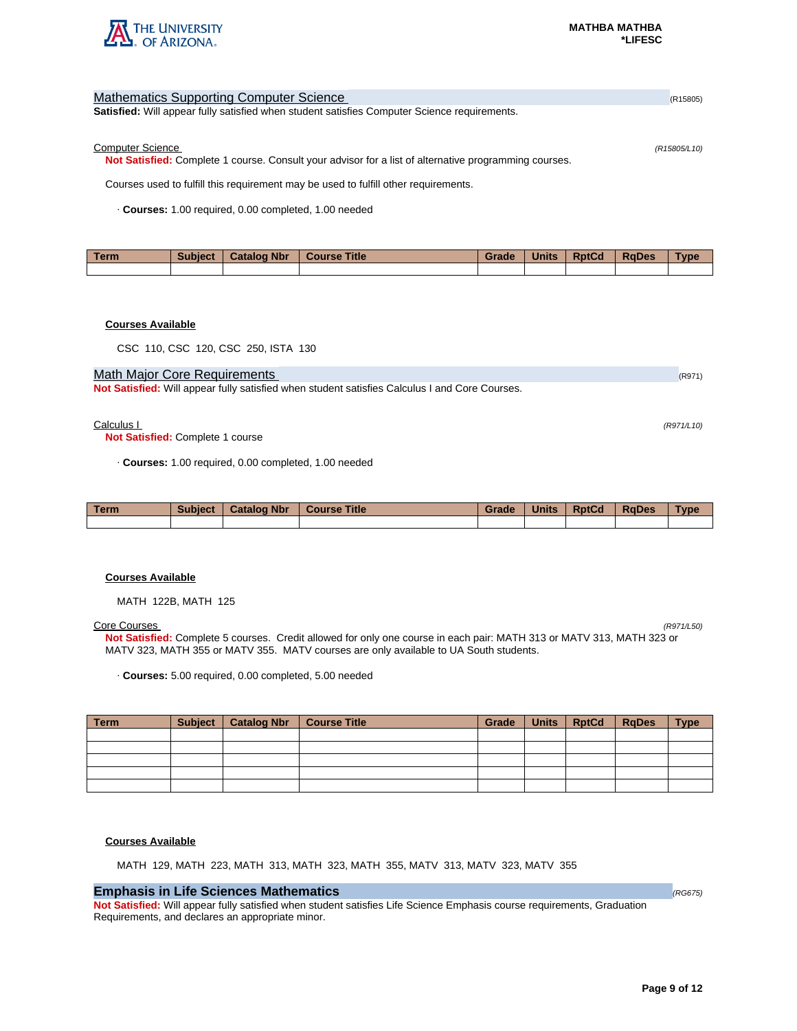## Mathematics Supporting Computer Science

(R15805)

**Satisfied:** Will appear fully satisfied when student satisfies Computer Science requirements.

### Computer Science

*(R15805/L10)*

**Not Satisfied:** Complete 1 course. Consult your advisor for a list of alternative programming courses.

Courses used to fulfill this requirement may be used to fulfill other requirements.

· **Courses:** 1.00 required, 0.00 completed, 1.00 needed

| Term | Subject | Catalog Nbr | Course Title | Grade | Units | RptCd | RqDes | Type |
|---|---|---|---|---|---|---|---|---|
| | | | | | | | | |

**Courses Available**

CSC 110, CSC 120, CSC 250, ISTA 130

## Math Major Core Requirements

(R971)

**Not Satisfied:** Will appear fully satisfied when student satisfies Calculus I and Core Courses.

### Calculus I

*(R971/L10)*

**Not Satisfied:** Complete 1 course

· **Courses:** 1.00 required, 0.00 completed, 1.00 needed

| Term | Subject | Catalog Nbr | Course Title | Grade | Units | RptCd | RqDes | Type |
|---|---|---|---|---|---|---|---|---|
| | | | | | | | | |

**Courses Available**

MATH 122B, MATH 125

### Core Courses

*(R971/L50)*

**Not Satisfied:** Complete 5 courses. Credit allowed for only one course in each pair: MATH 313 or MATV 313, MATH 323 or MATV 323, MATH 355 or MATV 355. MATV courses are only available to UA South students.

· **Courses:** 5.00 required, 0.00 completed, 5.00 needed

| Term | Subject | Catalog Nbr | Course Title | Grade | Units | RptCd | RqDes | Type |
|---|---|---|---|---|---|---|---|---|
| | | | | | | | | |
| | | | | | | | | |
| | | | | | | | | |
| | | | | | | | | |
| | | | | | | | | |

**Courses Available**

MATH 129, MATH 223, MATH 313, MATH 323, MATH 355, MATV 313, MATV 323, MATV 355

## Emphasis in Life Sciences Mathematics

*(RG675)*

**Not Satisfied:** Will appear fully satisfied when student satisfies Life Science Emphasis course requirements, Graduation Requirements, and declares an appropriate minor.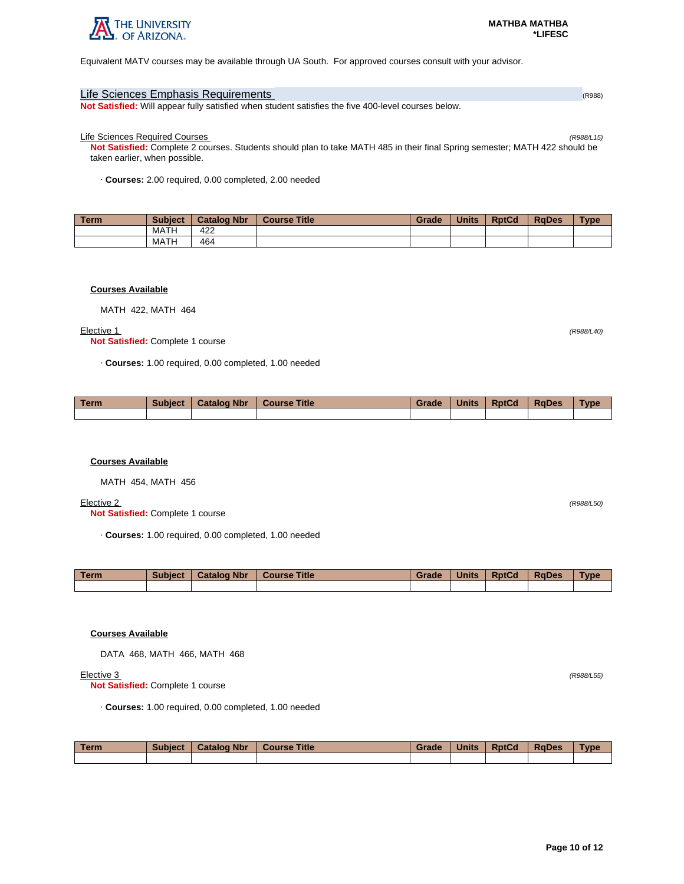Equivalent MATV courses may be available through UA South. For approved courses consult with your advisor.

## Life Sciences Emphasis Requirements

(R988)

**Not Satisfied:** Will appear fully satisfied when student satisfies the five 400-level courses below.

### Life Sciences Required Courses

*(R988/L15)*

**Not Satisfied:** Complete 2 courses. Students should plan to take MATH 485 in their final Spring semester; MATH 422 should be taken earlier, when possible.

· **Courses:** 2.00 required, 0.00 completed, 2.00 needed

| Term | Subject | Catalog Nbr | Course Title | Grade | Units | RptCd | RqDes | Type |
|---|---|---|---|---|---|---|---|---|
| | MATH | 422 | | | | | | |
| | MATH | 464 | | | | | | |

**Courses Available**

MATH 422, MATH 464

### Elective 1

*(R988/L40)*

**Not Satisfied:** Complete 1 course

· **Courses:** 1.00 required, 0.00 completed, 1.00 needed

| Term | Subject | Catalog Nbr | Course Title | Grade | Units | RptCd | RqDes | Type |
|---|---|---|---|---|---|---|---|---|
| | | | | | | | | |

**Courses Available**

MATH 454, MATH 456

### Elective 2

*(R988/L50)*

**Not Satisfied:** Complete 1 course

· **Courses:** 1.00 required, 0.00 completed, 1.00 needed

| Term | Subject | Catalog Nbr | Course Title | Grade | Units | RptCd | RqDes | Type |
|---|---|---|---|---|---|---|---|---|
| | | | | | | | | |

**Courses Available**

DATA 468, MATH 466, MATH 468

### Elective 3

*(R988/L55)*

**Not Satisfied:** Complete 1 course

· **Courses:** 1.00 required, 0.00 completed, 1.00 needed

| Term | Subject | Catalog Nbr | Course Title | Grade | Units | RptCd | RqDes | Type |
|---|---|---|---|---|---|---|---|---|
| | | | | | | | | |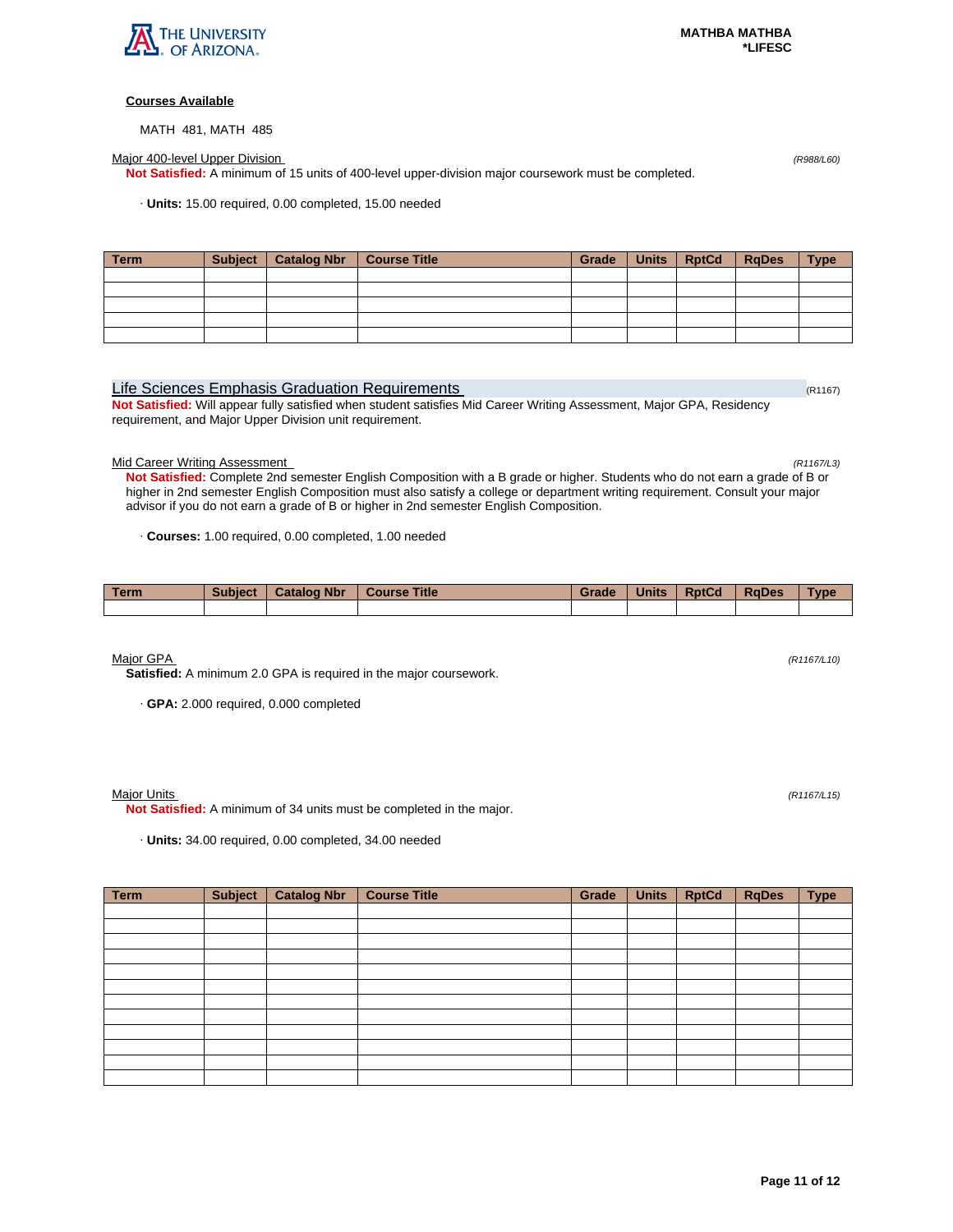**Courses Available**

MATH 481, MATH 485

Major 400-level Upper Division *(R988/L60)*

**Not Satisfied:** A minimum of 15 units of 400-level upper-division major coursework must be completed.

· **Units:** 15.00 required, 0.00 completed, 15.00 needed

| Term | Subject | Catalog Nbr | Course Title | Grade | Units | RptCd | RqDes | Type |
|---|---|---|---|---|---|---|---|---|
| | | | | | | | | |
| | | | | | | | | |
| | | | | | | | | |
| | | | | | | | | |
| | | | | | | | | |

## Life Sciences Emphasis Graduation Requirements (R1167)

**Not Satisfied:** Will appear fully satisfied when student satisfies Mid Career Writing Assessment, Major GPA, Residency requirement, and Major Upper Division unit requirement.

Mid Career Writing Assessment *(R1167/L3)*

**Not Satisfied:** Complete 2nd semester English Composition with a B grade or higher. Students who do not earn a grade of B or higher in 2nd semester English Composition must also satisfy a college or department writing requirement. Consult your major advisor if you do not earn a grade of B or higher in 2nd semester English Composition.

· **Courses:** 1.00 required, 0.00 completed, 1.00 needed

| Term | Subject | Catalog Nbr | Course Title | Grade | Units | RptCd | RqDes | Type |
|---|---|---|---|---|---|---|---|---|
| | | | | | | | | |

Major GPA *(R1167/L10)*

**Satisfied:** A minimum 2.0 GPA is required in the major coursework.

· **GPA:** 2.000 required, 0.000 completed

Major Units *(R1167/L15)*

**Not Satisfied:** A minimum of 34 units must be completed in the major.

· **Units:** 34.00 required, 0.00 completed, 34.00 needed

| Term | Subject | Catalog Nbr | Course Title | Grade | Units | RptCd | RqDes | Type |
|---|---|---|---|---|---|---|---|---|
| | | | | | | | | |
| | | | | | | | | |
| | | | | | | | | |
| | | | | | | | | |
| | | | | | | | | |
| | | | | | | | | |
| | | | | | | | | |
| | | | | | | | | |
| | | | | | | | | |
| | | | | | | | | |
| | | | | | | | | |
| | | | | | | | | |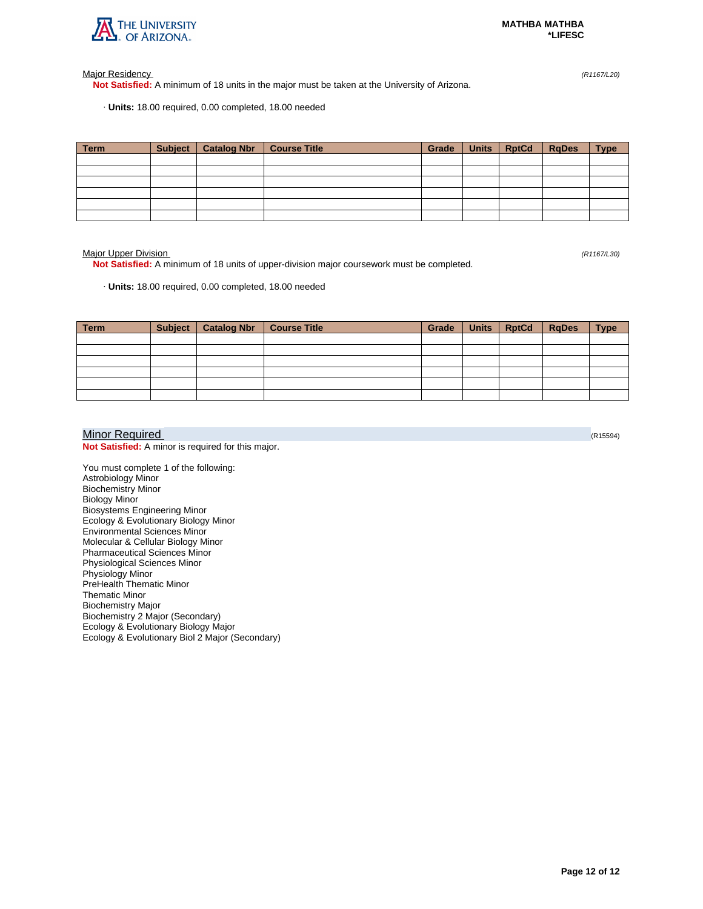Major Residency *(R1167/L20)*

**Not Satisfied:** A minimum of 18 units in the major must be taken at the University of Arizona.

· **Units:** 18.00 required, 0.00 completed, 18.00 needed

| Term | Subject | Catalog Nbr | Course Title | Grade | Units | RptCd | RqDes | Type |
|---|---|---|---|---|---|---|---|---|
| | | | | | | | | |
| | | | | | | | | |
| | | | | | | | | |
| | | | | | | | | |
| | | | | | | | | |
| | | | | | | | | |

Major Upper Division *(R1167/L30)*

**Not Satisfied:** A minimum of 18 units of upper-division major coursework must be completed.

· **Units:** 18.00 required, 0.00 completed, 18.00 needed

| Term | Subject | Catalog Nbr | Course Title | Grade | Units | RptCd | RqDes | Type |
|---|---|---|---|---|---|---|---|---|
| | | | | | | | | |
| | | | | | | | | |
| | | | | | | | | |
| | | | | | | | | |
| | | | | | | | | |
| | | | | | | | | |

## Minor Required (R15594)

**Not Satisfied:** A minor is required for this major.

You must complete 1 of the following:
Astrobiology Minor
Biochemistry Minor
Biology Minor
Biosystems Engineering Minor
Ecology & Evolutionary Biology Minor
Environmental Sciences Minor
Molecular & Cellular Biology Minor
Pharmaceutical Sciences Minor
Physiological Sciences Minor
Physiology Minor
PreHealth Thematic Minor
Thematic Minor
Biochemistry Major
Biochemistry 2 Major (Secondary)
Ecology & Evolutionary Biology Major
Ecology & Evolutionary Biol 2 Major (Secondary)